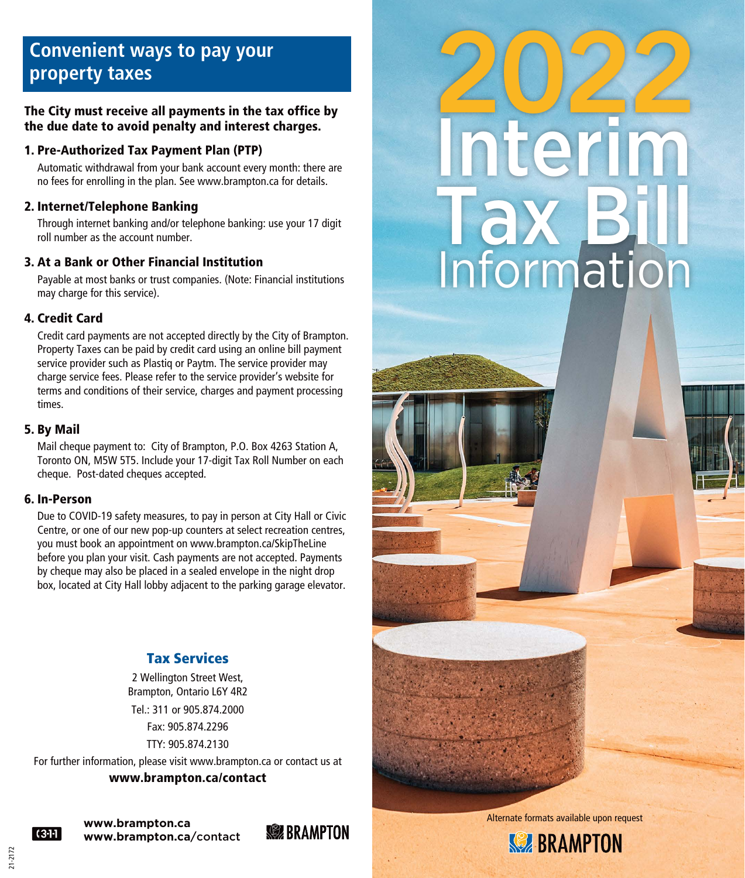# 2022 Interim Tax Bill Information

## Convenient ways to pay your property taxes

**The City must receive all payments in the tax office by the due date to avoid penalty and interest charges.**

### 1. Pre-Authorized Tax Payment Plan (PTP)

Automatic withdrawal from your bank account every month: there are no fees for enrolling in the plan. See www.brampton.ca for details.

### 2. Internet/Telephone Banking

Through internet banking and/or telephone banking: use your 17 digit roll number as the account number.

### 3. At a Bank or Other Financial Institution

Payable at most banks or trust companies. (Note: Financial institutions may charge for this service).

### 4. Credit Card

Credit card payments are not accepted directly by the City of Brampton. Property Taxes can be paid by credit card using an online bill payment service provider such as Plastiq or Paytm. The service provider may charge service fees. Please refer to the service provider's website for terms and conditions of their service, charges and payment processing times.

### 5. By Mail

Mail cheque payment to: City of Brampton, P.O. Box 4263 Station A, Toronto ON, M5W 5T5. Include your 17-digit Tax Roll Number on each cheque. Post-dated cheques accepted.

### 6. In-Person

Due to COVID-19 safety measures, to pay in person at City Hall or Civic Centre, or one of our new pop-up counters at select recreation centres, you must book an appointment on www.brampton.ca/SkipTheLine before you plan your visit. Cash payments are not accepted. Payments by cheque may also be placed in a sealed envelope in the night drop box, located at City Hall lobby adjacent to the parking garage elevator.

## Tax Services

2 Wellington Street West,
Brampton, Ontario L6Y 4R2

Tel.: 311 or 905.874.2000

Fax: 905.874.2296

TTY: 905.874.2130

For further information, please visit www.brampton.ca or contact us at

**www.brampton.ca/contact**

311

**www.brampton.ca**
**www.brampton.ca/contact**

BRAMPTON

21-2172

Alternate formats available upon request

BRAMPTON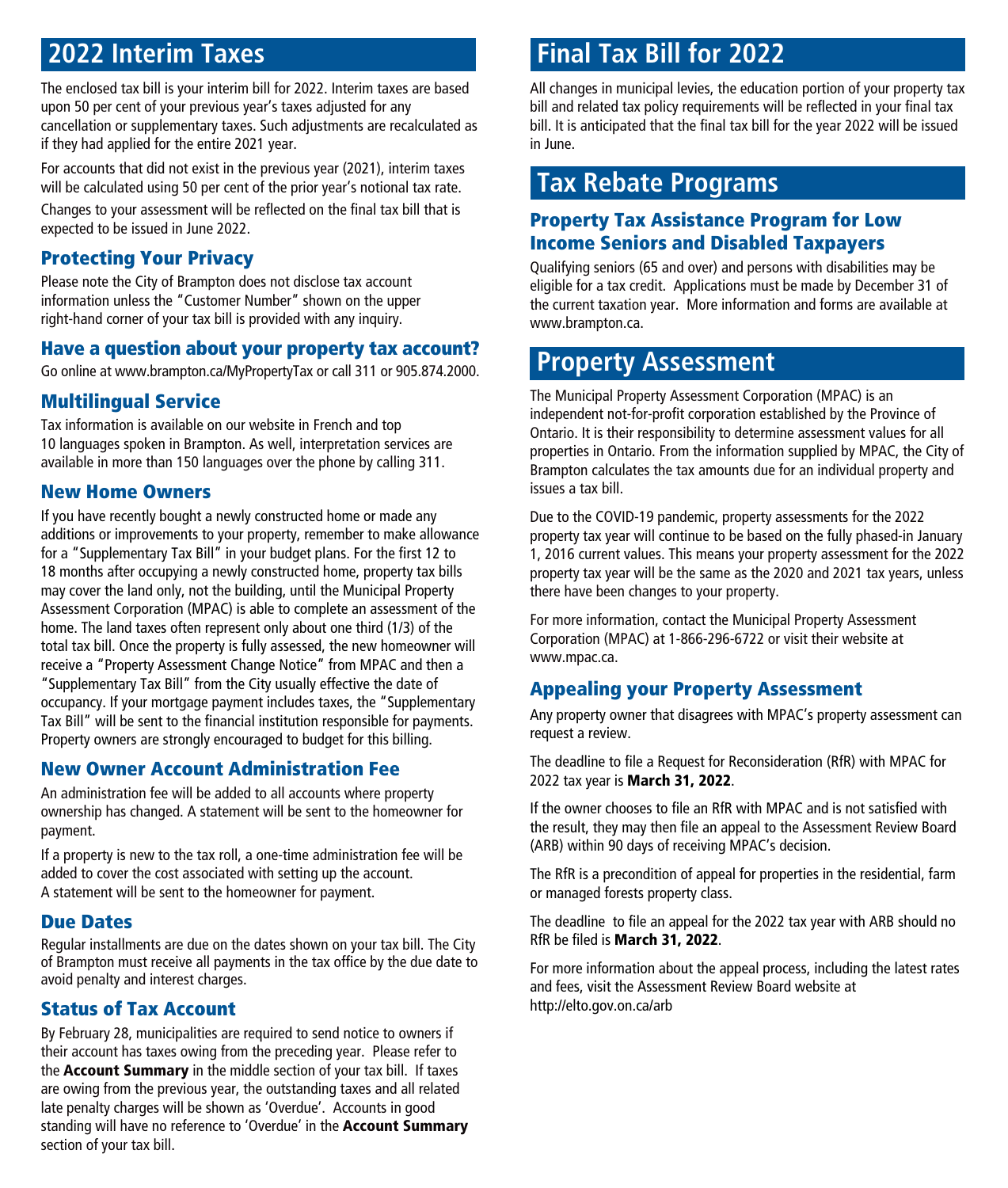## 2022 Interim Taxes

The enclosed tax bill is your interim bill for 2022. Interim taxes are based upon 50 per cent of your previous year's taxes adjusted for any cancellation or supplementary taxes. Such adjustments are recalculated as if they had applied for the entire 2021 year.

For accounts that did not exist in the previous year (2021), interim taxes will be calculated using 50 per cent of the prior year's notional tax rate.

Changes to your assessment will be reflected on the final tax bill that is expected to be issued in June 2022.

### Protecting Your Privacy

Please note the City of Brampton does not disclose tax account information unless the "Customer Number" shown on the upper right-hand corner of your tax bill is provided with any inquiry.

### Have a question about your property tax account?

Go online at www.brampton.ca/MyPropertyTax or call 311 or 905.874.2000.

### Multilingual Service

Tax information is available on our website in French and top 10 languages spoken in Brampton. As well, interpretation services are available in more than 150 languages over the phone by calling 311.

### New Home Owners

If you have recently bought a newly constructed home or made any additions or improvements to your property, remember to make allowance for a "Supplementary Tax Bill" in your budget plans. For the first 12 to 18 months after occupying a newly constructed home, property tax bills may cover the land only, not the building, until the Municipal Property Assessment Corporation (MPAC) is able to complete an assessment of the home. The land taxes often represent only about one third (1/3) of the total tax bill. Once the property is fully assessed, the new homeowner will receive a "Property Assessment Change Notice" from MPAC and then a "Supplementary Tax Bill" from the City usually effective the date of occupancy. If your mortgage payment includes taxes, the "Supplementary Tax Bill" will be sent to the financial institution responsible for payments. Property owners are strongly encouraged to budget for this billing.

### New Owner Account Administration Fee

An administration fee will be added to all accounts where property ownership has changed. A statement will be sent to the homeowner for payment.

If a property is new to the tax roll, a one-time administration fee will be added to cover the cost associated with setting up the account. A statement will be sent to the homeowner for payment.

### Due Dates

Regular installments are due on the dates shown on your tax bill. The City of Brampton must receive all payments in the tax office by the due date to avoid penalty and interest charges.

### Status of Tax Account

By February 28, municipalities are required to send notice to owners if their account has taxes owing from the preceding year. Please refer to the **Account Summary** in the middle section of your tax bill. If taxes are owing from the previous year, the outstanding taxes and all related late penalty charges will be shown as 'Overdue'. Accounts in good standing will have no reference to 'Overdue' in the **Account Summary** section of your tax bill.

## Final Tax Bill for 2022

All changes in municipal levies, the education portion of your property tax bill and related tax policy requirements will be reflected in your final tax bill. It is anticipated that the final tax bill for the year 2022 will be issued in June.

## Tax Rebate Programs

### Property Tax Assistance Program for Low Income Seniors and Disabled Taxpayers

Qualifying seniors (65 and over) and persons with disabilities may be eligible for a tax credit. Applications must be made by December 31 of the current taxation year. More information and forms are available at www.brampton.ca.

## Property Assessment

The Municipal Property Assessment Corporation (MPAC) is an independent not-for-profit corporation established by the Province of Ontario. It is their responsibility to determine assessment values for all properties in Ontario. From the information supplied by MPAC, the City of Brampton calculates the tax amounts due for an individual property and issues a tax bill.

Due to the COVID-19 pandemic, property assessments for the 2022 property tax year will continue to be based on the fully phased-in January 1, 2016 current values. This means your property assessment for the 2022 property tax year will be the same as the 2020 and 2021 tax years, unless there have been changes to your property.

For more information, contact the Municipal Property Assessment Corporation (MPAC) at 1-866-296-6722 or visit their website at www.mpac.ca.

### Appealing your Property Assessment

Any property owner that disagrees with MPAC's property assessment can request a review.

The deadline to file a Request for Reconsideration (RfR) with MPAC for 2022 tax year is **March 31, 2022**.

If the owner chooses to file an RfR with MPAC and is not satisfied with the result, they may then file an appeal to the Assessment Review Board (ARB) within 90 days of receiving MPAC's decision.

The RfR is a precondition of appeal for properties in the residential, farm or managed forests property class.

The deadline to file an appeal for the 2022 tax year with ARB should no RfR be filed is **March 31, 2022**.

For more information about the appeal process, including the latest rates and fees, visit the Assessment Review Board website at http://elto.gov.on.ca/arb